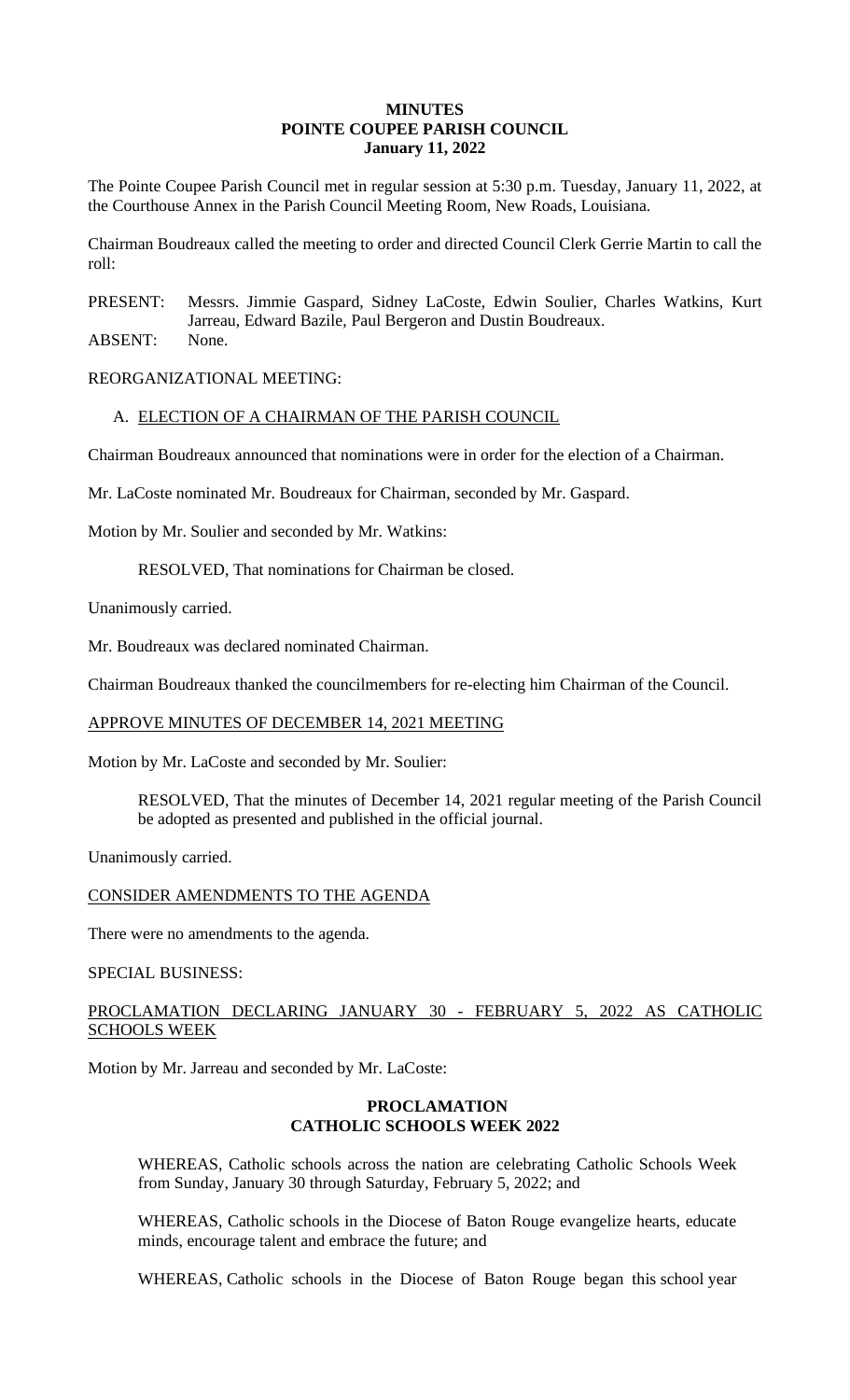**MINUTES**
**POINTE COUPEE PARISH COUNCIL**
**January 11, 2022**

The Pointe Coupee Parish Council met in regular session at 5:30 p.m. Tuesday, January 11, 2022, at the Courthouse Annex in the Parish Council Meeting Room, New Roads, Louisiana.

Chairman Boudreaux called the meeting to order and directed Council Clerk Gerrie Martin to call the roll:

PRESENT: Messrs. Jimmie Gaspard, Sidney LaCoste, Edwin Soulier, Charles Watkins, Kurt Jarreau, Edward Bazile, Paul Bergeron and Dustin Boudreaux.
ABSENT: None.

REORGANIZATIONAL MEETING:

A. ELECTION OF A CHAIRMAN OF THE PARISH COUNCIL

Chairman Boudreaux announced that nominations were in order for the election of a Chairman.

Mr. LaCoste nominated Mr. Boudreaux for Chairman, seconded by Mr. Gaspard.

Motion by Mr. Soulier and seconded by Mr. Watkins:

RESOLVED, That nominations for Chairman be closed.

Unanimously carried.

Mr. Boudreaux was declared nominated Chairman.

Chairman Boudreaux thanked the councilmembers for re-electing him Chairman of the Council.

APPROVE MINUTES OF DECEMBER 14, 2021 MEETING

Motion by Mr. LaCoste and seconded by Mr. Soulier:

RESOLVED, That the minutes of December 14, 2021 regular meeting of the Parish Council be adopted as presented and published in the official journal.

Unanimously carried.

CONSIDER AMENDMENTS TO THE AGENDA

There were no amendments to the agenda.

SPECIAL BUSINESS:

PROCLAMATION DECLARING JANUARY 30 - FEBRUARY 5, 2022 AS CATHOLIC SCHOOLS WEEK

Motion by Mr. Jarreau and seconded by Mr. LaCoste:

**PROCLAMATION**
**CATHOLIC SCHOOLS WEEK 2022**

WHEREAS, Catholic schools across the nation are celebrating Catholic Schools Week from Sunday, January 30 through Saturday, February 5, 2022; and

WHEREAS, Catholic schools in the Diocese of Baton Rouge evangelize hearts, educate minds, encourage talent and embrace the future; and

WHEREAS, Catholic schools in the Diocese of Baton Rouge began this school year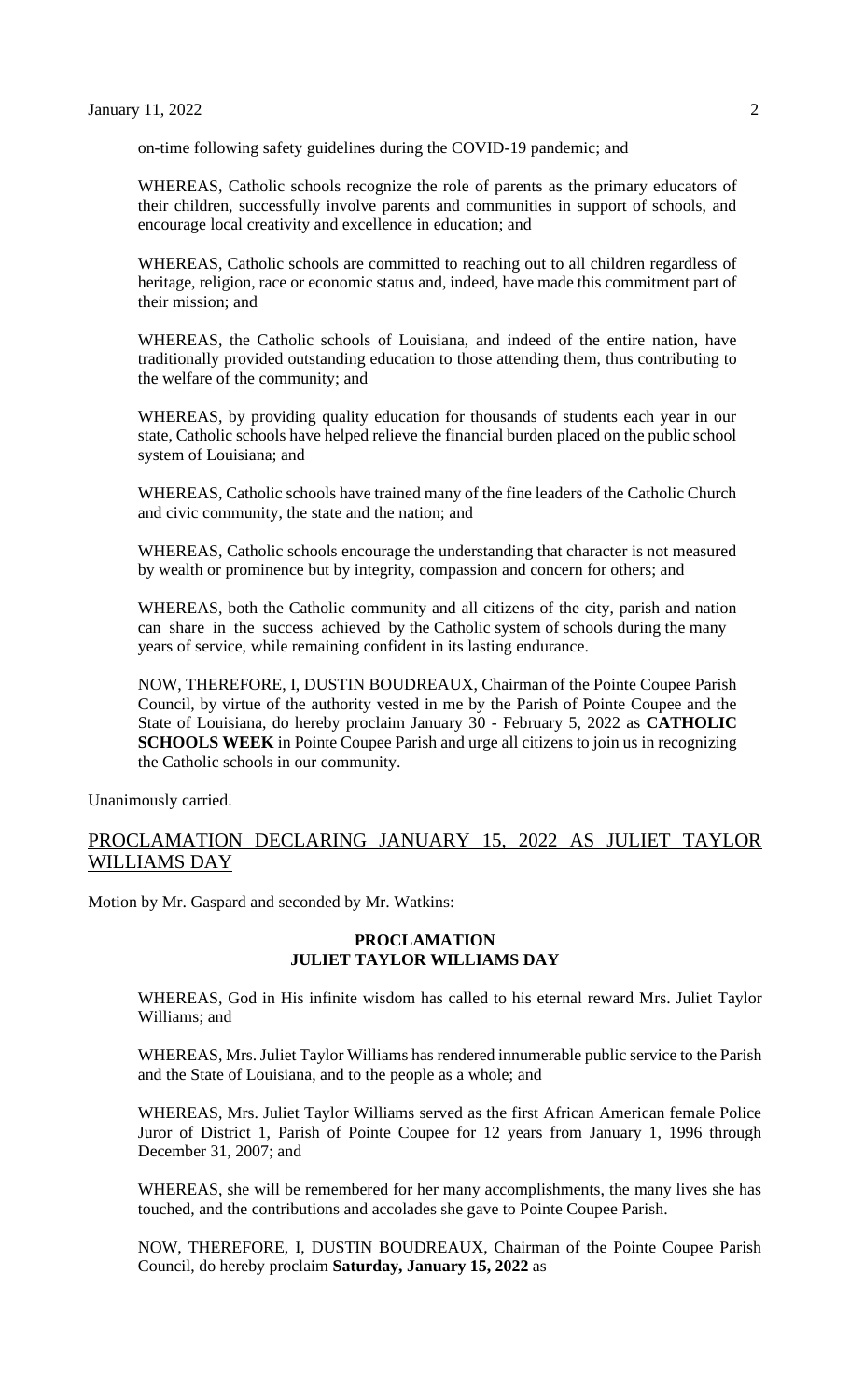on-time following safety guidelines during the COVID-19 pandemic; and

WHEREAS, Catholic schools recognize the role of parents as the primary educators of their children, successfully involve parents and communities in support of schools, and encourage local creativity and excellence in education; and

WHEREAS, Catholic schools are committed to reaching out to all children regardless of heritage, religion, race or economic status and, indeed, have made this commitment part of their mission; and

WHEREAS, the Catholic schools of Louisiana, and indeed of the entire nation, have traditionally provided outstanding education to those attending them, thus contributing to the welfare of the community; and

WHEREAS, by providing quality education for thousands of students each year in our state, Catholic schools have helped relieve the financial burden placed on the public school system of Louisiana; and

WHEREAS, Catholic schools have trained many of the fine leaders of the Catholic Church and civic community, the state and the nation; and

WHEREAS, Catholic schools encourage the understanding that character is not measured by wealth or prominence but by integrity, compassion and concern for others; and

WHEREAS, both the Catholic community and all citizens of the city, parish and nation can share in the success achieved by the Catholic system of schools during the many years of service, while remaining confident in its lasting endurance.

NOW, THEREFORE, I, DUSTIN BOUDREAUX, Chairman of the Pointe Coupee Parish Council, by virtue of the authority vested in me by the Parish of Pointe Coupee and the State of Louisiana, do hereby proclaim January 30 - February 5, 2022 as **CATHOLIC SCHOOLS WEEK** in Pointe Coupee Parish and urge all citizens to join us in recognizing the Catholic schools in our community.

Unanimously carried.

## PROCLAMATION DECLARING JANUARY 15, 2022 AS JULIET TAYLOR WILLIAMS DAY

Motion by Mr. Gaspard and seconded by Mr. Watkins:

**PROCLAMATION**
**JULIET TAYLOR WILLIAMS DAY**

WHEREAS, God in His infinite wisdom has called to his eternal reward Mrs. Juliet Taylor Williams; and

WHEREAS, Mrs. Juliet Taylor Williams has rendered innumerable public service to the Parish and the State of Louisiana, and to the people as a whole; and

WHEREAS, Mrs. Juliet Taylor Williams served as the first African American female Police Juror of District 1, Parish of Pointe Coupee for 12 years from January 1, 1996 through December 31, 2007; and

WHEREAS, she will be remembered for her many accomplishments, the many lives she has touched, and the contributions and accolades she gave to Pointe Coupee Parish.

NOW, THEREFORE, I, DUSTIN BOUDREAUX, Chairman of the Pointe Coupee Parish Council, do hereby proclaim **Saturday, January 15, 2022** as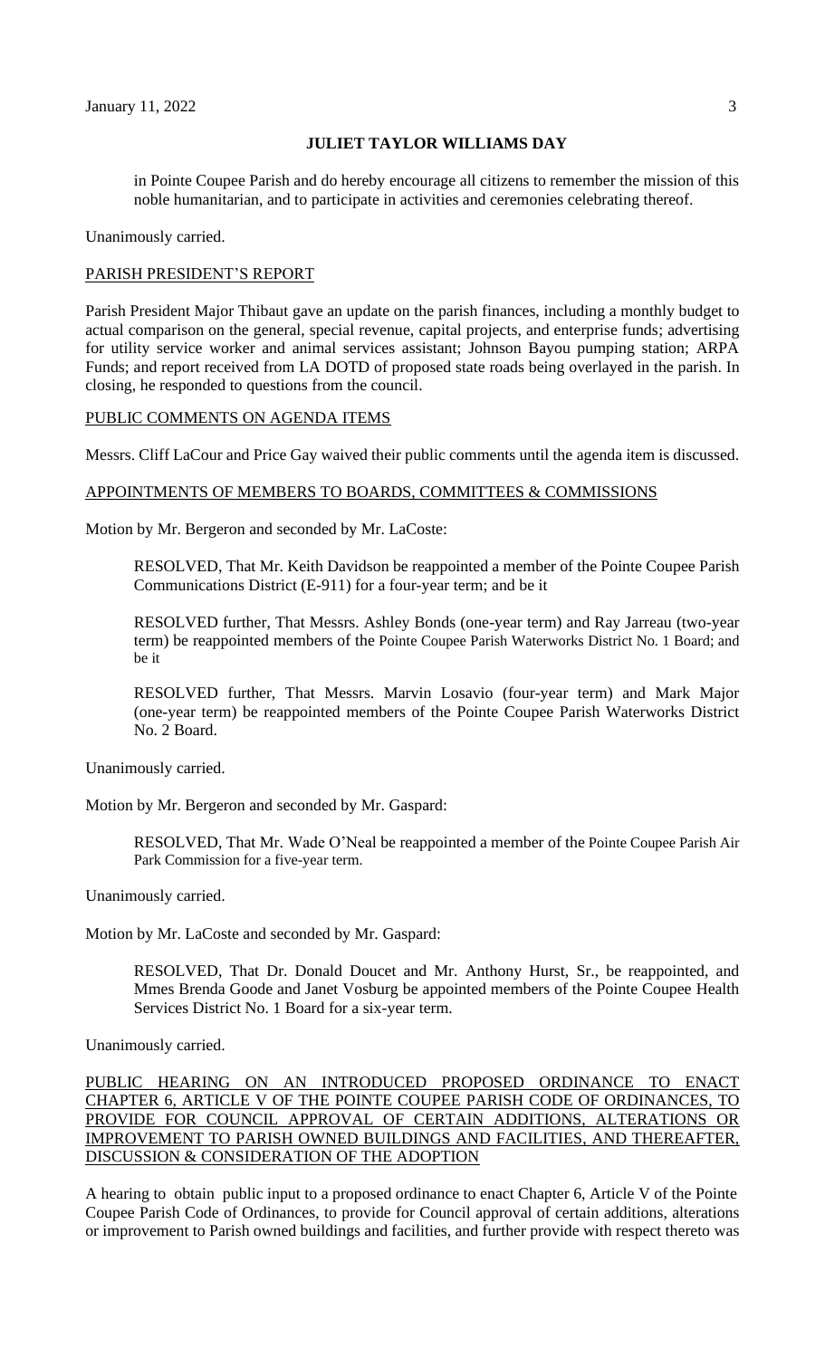**JULIET TAYLOR WILLIAMS DAY**

in Pointe Coupee Parish and do hereby encourage all citizens to remember the mission of this noble humanitarian, and to participate in activities and ceremonies celebrating thereof.

Unanimously carried.

PARISH PRESIDENT'S REPORT

Parish President Major Thibaut gave an update on the parish finances, including a monthly budget to actual comparison on the general, special revenue, capital projects, and enterprise funds; advertising for utility service worker and animal services assistant; Johnson Bayou pumping station; ARPA Funds; and report received from LA DOTD of proposed state roads being overlayed in the parish. In closing, he responded to questions from the council.

PUBLIC COMMENTS ON AGENDA ITEMS

Messrs. Cliff LaCour and Price Gay waived their public comments until the agenda item is discussed.

APPOINTMENTS OF MEMBERS TO BOARDS, COMMITTEES & COMMISSIONS

Motion by Mr. Bergeron and seconded by Mr. LaCoste:

> RESOLVED, That Mr. Keith Davidson be reappointed a member of the Pointe Coupee Parish Communications District (E-911) for a four-year term; and be it
>
> RESOLVED further, That Messrs. Ashley Bonds (one-year term) and Ray Jarreau (two-year term) be reappointed members of the Pointe Coupee Parish Waterworks District No. 1 Board; and be it
>
> RESOLVED further, That Messrs. Marvin Losavio (four-year term) and Mark Major (one-year term) be reappointed members of the Pointe Coupee Parish Waterworks District No. 2 Board.

Unanimously carried.

Motion by Mr. Bergeron and seconded by Mr. Gaspard:

> RESOLVED, That Mr. Wade O'Neal be reappointed a member of the Pointe Coupee Parish Air Park Commission for a five-year term.

Unanimously carried.

Motion by Mr. LaCoste and seconded by Mr. Gaspard:

> RESOLVED, That Dr. Donald Doucet and Mr. Anthony Hurst, Sr., be reappointed, and Mmes Brenda Goode and Janet Vosburg be appointed members of the Pointe Coupee Health Services District No. 1 Board for a six-year term.

Unanimously carried.

PUBLIC HEARING ON AN INTRODUCED PROPOSED ORDINANCE TO ENACT CHAPTER 6, ARTICLE V OF THE POINTE COUPEE PARISH CODE OF ORDINANCES, TO PROVIDE FOR COUNCIL APPROVAL OF CERTAIN ADDITIONS, ALTERATIONS OR IMPROVEMENT TO PARISH OWNED BUILDINGS AND FACILITIES, AND THEREAFTER, DISCUSSION & CONSIDERATION OF THE ADOPTION

A hearing to obtain public input to a proposed ordinance to enact Chapter 6, Article V of the Pointe Coupee Parish Code of Ordinances, to provide for Council approval of certain additions, alterations or improvement to Parish owned buildings and facilities, and further provide with respect thereto was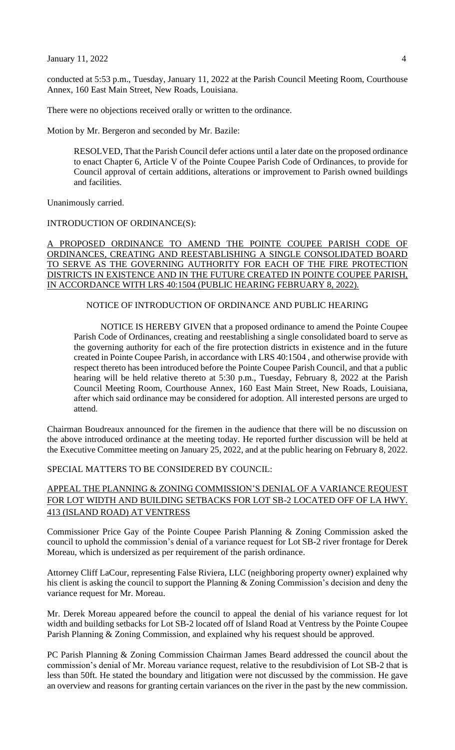conducted at 5:53 p.m., Tuesday, January 11, 2022 at the Parish Council Meeting Room, Courthouse Annex, 160 East Main Street, New Roads, Louisiana.

There were no objections received orally or written to the ordinance.

Motion by Mr. Bergeron and seconded by Mr. Bazile:

> RESOLVED, That the Parish Council defer actions until a later date on the proposed ordinance to enact Chapter 6, Article V of the Pointe Coupee Parish Code of Ordinances, to provide for Council approval of certain additions, alterations or improvement to Parish owned buildings and facilities.

Unanimously carried.

INTRODUCTION OF ORDINANCE(S):

A PROPOSED ORDINANCE TO AMEND THE POINTE COUPEE PARISH CODE OF ORDINANCES, CREATING AND REESTABLISHING A SINGLE CONSOLIDATED BOARD TO SERVE AS THE GOVERNING AUTHORITY FOR EACH OF THE FIRE PROTECTION DISTRICTS IN EXISTENCE AND IN THE FUTURE CREATED IN POINTE COUPEE PARISH, IN ACCORDANCE WITH LRS 40:1504 (PUBLIC HEARING FEBRUARY 8, 2022).

NOTICE OF INTRODUCTION OF ORDINANCE AND PUBLIC HEARING

> NOTICE IS HEREBY GIVEN that a proposed ordinance to amend the Pointe Coupee Parish Code of Ordinances, creating and reestablishing a single consolidated board to serve as the governing authority for each of the fire protection districts in existence and in the future created in Pointe Coupee Parish, in accordance with LRS 40:1504 , and otherwise provide with respect thereto has been introduced before the Pointe Coupee Parish Council, and that a public hearing will be held relative thereto at 5:30 p.m., Tuesday, February 8, 2022 at the Parish Council Meeting Room, Courthouse Annex, 160 East Main Street, New Roads, Louisiana, after which said ordinance may be considered for adoption. All interested persons are urged to attend.

Chairman Boudreaux announced for the firemen in the audience that there will be no discussion on the above introduced ordinance at the meeting today. He reported further discussion will be held at the Executive Committee meeting on January 25, 2022, and at the public hearing on February 8, 2022.

SPECIAL MATTERS TO BE CONSIDERED BY COUNCIL:

APPEAL THE PLANNING & ZONING COMMISSION'S DENIAL OF A VARIANCE REQUEST FOR LOT WIDTH AND BUILDING SETBACKS FOR LOT SB-2 LOCATED OFF OF LA HWY. 413 (ISLAND ROAD) AT VENTRESS

Commissioner Price Gay of the Pointe Coupee Parish Planning & Zoning Commission asked the council to uphold the commission's denial of a variance request for Lot SB-2 river frontage for Derek Moreau, which is undersized as per requirement of the parish ordinance.

Attorney Cliff LaCour, representing False Riviera, LLC (neighboring property owner) explained why his client is asking the council to support the Planning & Zoning Commission's decision and deny the variance request for Mr. Moreau.

Mr. Derek Moreau appeared before the council to appeal the denial of his variance request for lot width and building setbacks for Lot SB-2 located off of Island Road at Ventress by the Pointe Coupee Parish Planning & Zoning Commission, and explained why his request should be approved.

PC Parish Planning & Zoning Commission Chairman James Beard addressed the council about the commission's denial of Mr. Moreau variance request, relative to the resubdivision of Lot SB-2 that is less than 50ft. He stated the boundary and litigation were not discussed by the commission. He gave an overview and reasons for granting certain variances on the river in the past by the new commission.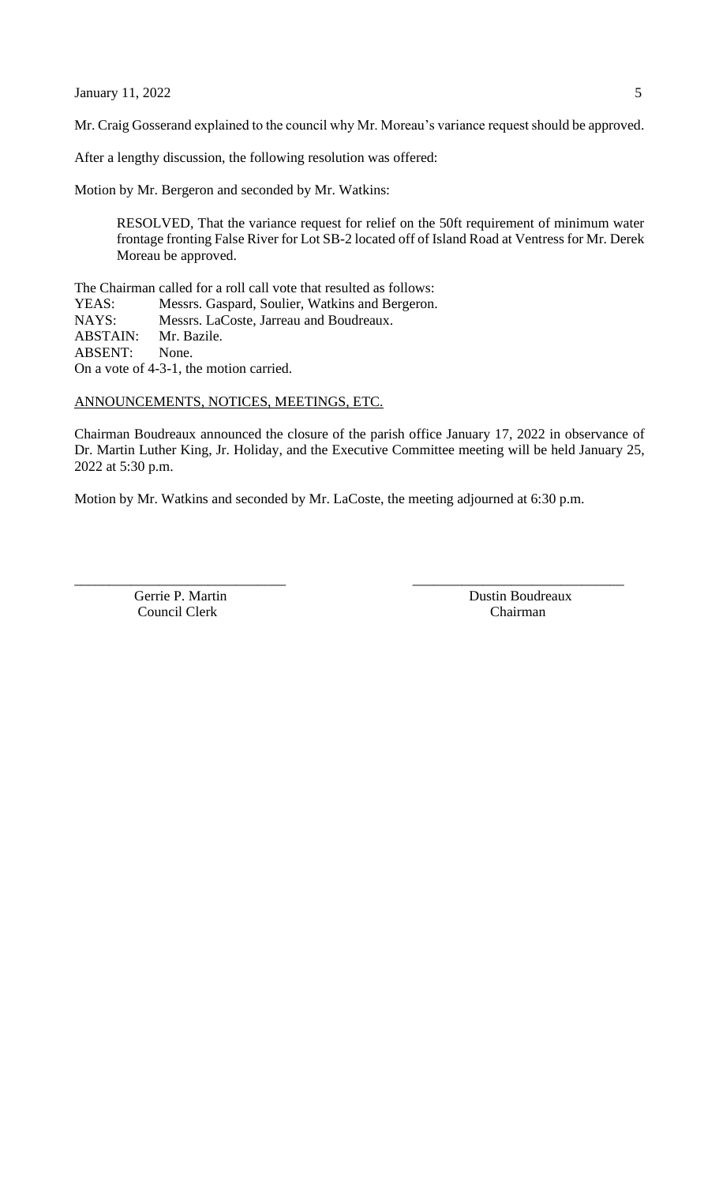Mr. Craig Gosserand explained to the council why Mr. Moreau's variance request should be approved.

After a lengthy discussion, the following resolution was offered:

Motion by Mr. Bergeron and seconded by Mr. Watkins:

> RESOLVED, That the variance request for relief on the 50ft requirement of minimum water frontage fronting False River for Lot SB-2 located off of Island Road at Ventress for Mr. Derek Moreau be approved.

The Chairman called for a roll call vote that resulted as follows:
YEAS: Messrs. Gaspard, Soulier, Watkins and Bergeron.
NAYS: Messrs. LaCoste, Jarreau and Boudreaux.
ABSTAIN: Mr. Bazile.
ABSENT: None.
On a vote of 4-3-1, the motion carried.

ANNOUNCEMENTS, NOTICES, MEETINGS, ETC.

Chairman Boudreaux announced the closure of the parish office January 17, 2022 in observance of Dr. Martin Luther King, Jr. Holiday, and the Executive Committee meeting will be held January 25, 2022 at 5:30 p.m.

Motion by Mr. Watkins and seconded by Mr. LaCoste, the meeting adjourned at 6:30 p.m.

______________________________ ______________________________

Gerrie P. Martin, Council Clerk

Dustin Boudreaux, Chairman